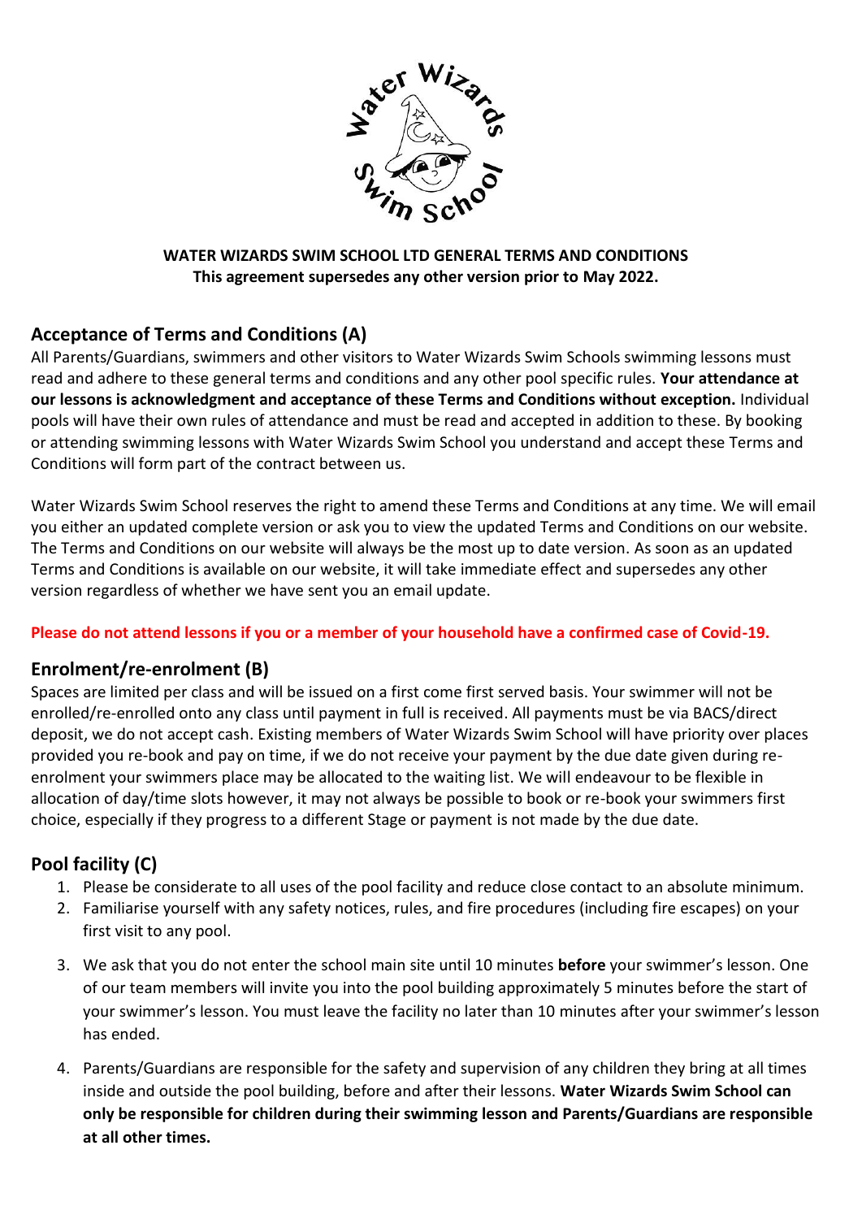**WATER WIZARDS SWIM SCHOOL LTD GENERAL TERMS AND CONDITIONS**
**This agreement supersedes any other version prior to May 2022.**

## Acceptance of Terms and Conditions (A)

All Parents/Guardians, swimmers and other visitors to Water Wizards Swim Schools swimming lessons must read and adhere to these general terms and conditions and any other pool specific rules. **Your attendance at our lessons is acknowledgment and acceptance of these Terms and Conditions without exception.** Individual pools will have their own rules of attendance and must be read and accepted in addition to these. By booking or attending swimming lessons with Water Wizards Swim School you understand and accept these Terms and Conditions will form part of the contract between us.

Water Wizards Swim School reserves the right to amend these Terms and Conditions at any time. We will email you either an updated complete version or ask you to view the updated Terms and Conditions on our website. The Terms and Conditions on our website will always be the most up to date version. As soon as an updated Terms and Conditions is available on our website, it will take immediate effect and supersedes any other version regardless of whether we have sent you an email update.

**Please do not attend lessons if you or a member of your household have a confirmed case of Covid-19.**

## Enrolment/re-enrolment (B)

Spaces are limited per class and will be issued on a first come first served basis. Your swimmer will not be enrolled/re-enrolled onto any class until payment in full is received. All payments must be via BACS/direct deposit, we do not accept cash. Existing members of Water Wizards Swim School will have priority over places provided you re-book and pay on time, if we do not receive your payment by the due date given during re-enrolment your swimmers place may be allocated to the waiting list. We will endeavour to be flexible in allocation of day/time slots however, it may not always be possible to book or re-book your swimmers first choice, especially if they progress to a different Stage or payment is not made by the due date.

## Pool facility (C)

1. Please be considerate to all uses of the pool facility and reduce close contact to an absolute minimum.
2. Familiarise yourself with any safety notices, rules, and fire procedures (including fire escapes) on your first visit to any pool.
3. We ask that you do not enter the school main site until 10 minutes **before** your swimmer's lesson. One of our team members will invite you into the pool building approximately 5 minutes before the start of your swimmer's lesson. You must leave the facility no later than 10 minutes after your swimmer's lesson has ended.
4. Parents/Guardians are responsible for the safety and supervision of any children they bring at all times inside and outside the pool building, before and after their lessons. **Water Wizards Swim School can only be responsible for children during their swimming lesson and Parents/Guardians are responsible at all other times.**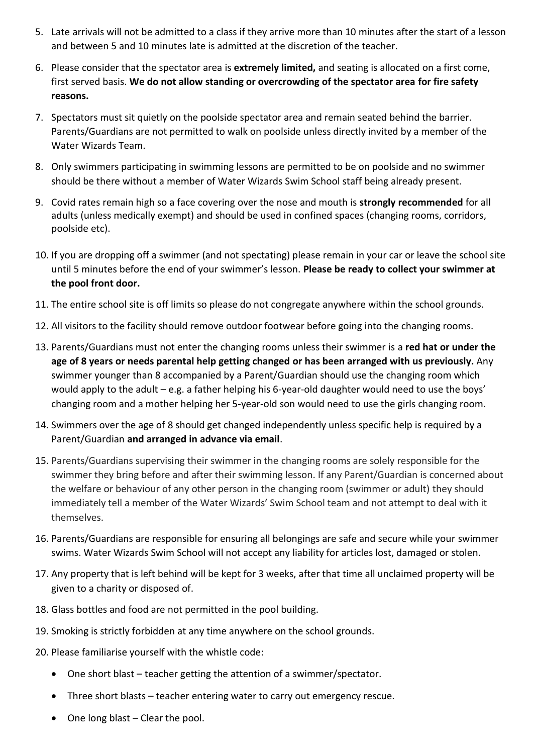5. Late arrivals will not be admitted to a class if they arrive more than 10 minutes after the start of a lesson and between 5 and 10 minutes late is admitted at the discretion of the teacher.

6. Please consider that the spectator area is **extremely limited,** and seating is allocated on a first come, first served basis. **We do not allow standing or overcrowding of the spectator area for fire safety reasons.**

7. Spectators must sit quietly on the poolside spectator area and remain seated behind the barrier. Parents/Guardians are not permitted to walk on poolside unless directly invited by a member of the Water Wizards Team.

8. Only swimmers participating in swimming lessons are permitted to be on poolside and no swimmer should be there without a member of Water Wizards Swim School staff being already present.

9. Covid rates remain high so a face covering over the nose and mouth is **strongly recommended** for all adults (unless medically exempt) and should be used in confined spaces (changing rooms, corridors, poolside etc).

10. If you are dropping off a swimmer (and not spectating) please remain in your car or leave the school site until 5 minutes before the end of your swimmer's lesson. **Please be ready to collect your swimmer at the pool front door.**

11. The entire school site is off limits so please do not congregate anywhere within the school grounds.

12. All visitors to the facility should remove outdoor footwear before going into the changing rooms.

13. Parents/Guardians must not enter the changing rooms unless their swimmer is a **red hat or under the age of 8 years or needs parental help getting changed or has been arranged with us previously.** Any swimmer younger than 8 accompanied by a Parent/Guardian should use the changing room which would apply to the adult – e.g. a father helping his 6-year-old daughter would need to use the boys' changing room and a mother helping her 5-year-old son would need to use the girls changing room.

14. Swimmers over the age of 8 should get changed independently unless specific help is required by a Parent/Guardian **and arranged in advance via email**.

15. Parents/Guardians supervising their swimmer in the changing rooms are solely responsible for the swimmer they bring before and after their swimming lesson. If any Parent/Guardian is concerned about the welfare or behaviour of any other person in the changing room (swimmer or adult) they should immediately tell a member of the Water Wizards' Swim School team and not attempt to deal with it themselves.

16. Parents/Guardians are responsible for ensuring all belongings are safe and secure while your swimmer swims. Water Wizards Swim School will not accept any liability for articles lost, damaged or stolen.

17. Any property that is left behind will be kept for 3 weeks, after that time all unclaimed property will be given to a charity or disposed of.

18. Glass bottles and food are not permitted in the pool building.

19. Smoking is strictly forbidden at any time anywhere on the school grounds.

20. Please familiarise yourself with the whistle code:
    - One short blast – teacher getting the attention of a swimmer/spectator.
    - Three short blasts – teacher entering water to carry out emergency rescue.
    - One long blast – Clear the pool.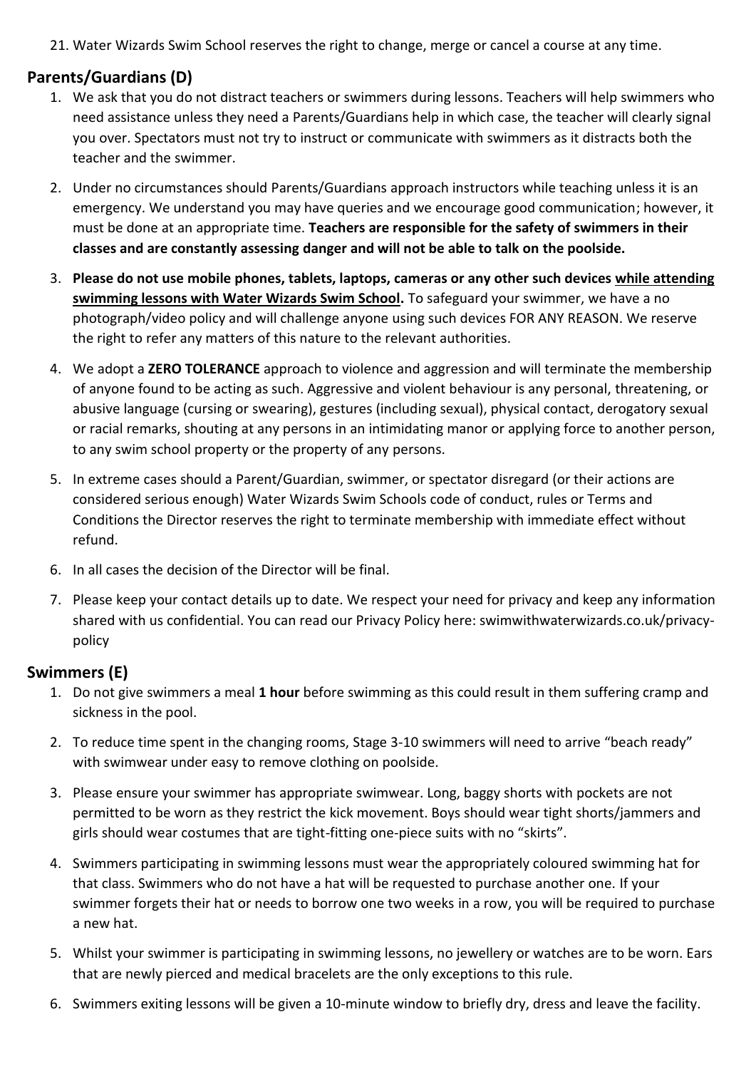21. Water Wizards Swim School reserves the right to change, merge or cancel a course at any time.

## Parents/Guardians (D)

1. We ask that you do not distract teachers or swimmers during lessons. Teachers will help swimmers who need assistance unless they need a Parents/Guardians help in which case, the teacher will clearly signal you over. Spectators must not try to instruct or communicate with swimmers as it distracts both the teacher and the swimmer.

2. Under no circumstances should Parents/Guardians approach instructors while teaching unless it is an emergency. We understand you may have queries and we encourage good communication; however, it must be done at an appropriate time. **Teachers are responsible for the safety of swimmers in their classes and are constantly assessing danger and will not be able to talk on the poolside.**

3. **Please do not use mobile phones, tablets, laptops, cameras or any other such devices <u>while attending swimming lessons with Water Wizards Swim School</u>.** To safeguard your swimmer, we have a no photograph/video policy and will challenge anyone using such devices FOR ANY REASON. We reserve the right to refer any matters of this nature to the relevant authorities.

4. We adopt a **ZERO TOLERANCE** approach to violence and aggression and will terminate the membership of anyone found to be acting as such. Aggressive and violent behaviour is any personal, threatening, or abusive language (cursing or swearing), gestures (including sexual), physical contact, derogatory sexual or racial remarks, shouting at any persons in an intimidating manor or applying force to another person, to any swim school property or the property of any persons.

5. In extreme cases should a Parent/Guardian, swimmer, or spectator disregard (or their actions are considered serious enough) Water Wizards Swim Schools code of conduct, rules or Terms and Conditions the Director reserves the right to terminate membership with immediate effect without refund.

6. In all cases the decision of the Director will be final.

7. Please keep your contact details up to date. We respect your need for privacy and keep any information shared with us confidential. You can read our Privacy Policy here: swimwithwaterwizards.co.uk/privacy-policy

## Swimmers (E)

1. Do not give swimmers a meal **1 hour** before swimming as this could result in them suffering cramp and sickness in the pool.

2. To reduce time spent in the changing rooms, Stage 3-10 swimmers will need to arrive "beach ready" with swimwear under easy to remove clothing on poolside.

3. Please ensure your swimmer has appropriate swimwear. Long, baggy shorts with pockets are not permitted to be worn as they restrict the kick movement. Boys should wear tight shorts/jammers and girls should wear costumes that are tight-fitting one-piece suits with no "skirts".

4. Swimmers participating in swimming lessons must wear the appropriately coloured swimming hat for that class. Swimmers who do not have a hat will be requested to purchase another one. If your swimmer forgets their hat or needs to borrow one two weeks in a row, you will be required to purchase a new hat.

5. Whilst your swimmer is participating in swimming lessons, no jewellery or watches are to be worn. Ears that are newly pierced and medical bracelets are the only exceptions to this rule.

6. Swimmers exiting lessons will be given a 10-minute window to briefly dry, dress and leave the facility.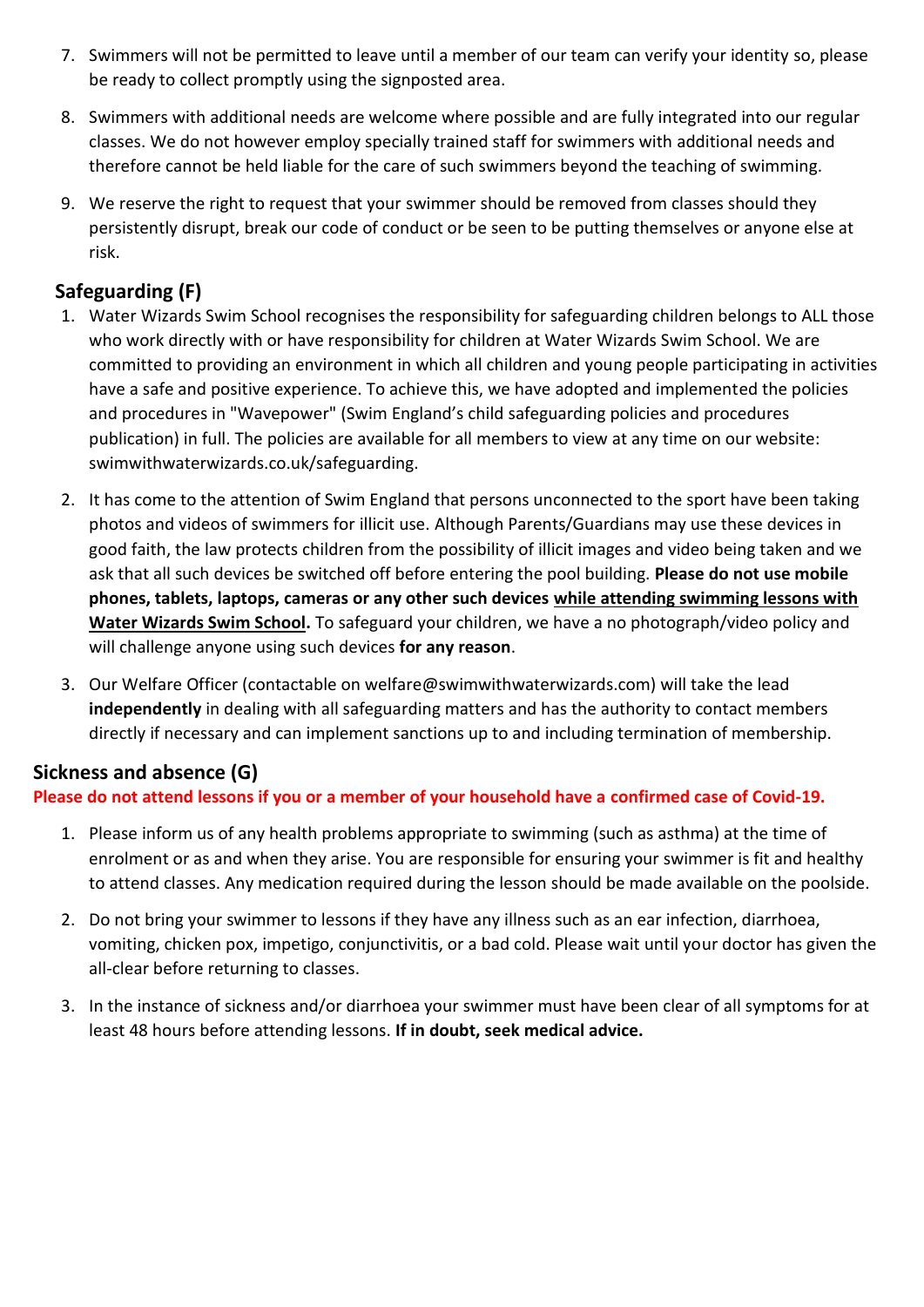7. Swimmers will not be permitted to leave until a member of our team can verify your identity so, please be ready to collect promptly using the signposted area.
8. Swimmers with additional needs are welcome where possible and are fully integrated into our regular classes. We do not however employ specially trained staff for swimmers with additional needs and therefore cannot be held liable for the care of such swimmers beyond the teaching of swimming.
9. We reserve the right to request that your swimmer should be removed from classes should they persistently disrupt, break our code of conduct or be seen to be putting themselves or anyone else at risk.

## Safeguarding (F)

1. Water Wizards Swim School recognises the responsibility for safeguarding children belongs to ALL those who work directly with or have responsibility for children at Water Wizards Swim School. We are committed to providing an environment in which all children and young people participating in activities have a safe and positive experience. To achieve this, we have adopted and implemented the policies and procedures in "Wavepower" (Swim England's child safeguarding policies and procedures publication) in full. The policies are available for all members to view at any time on our website: swimwithwaterwizards.co.uk/safeguarding.
2. It has come to the attention of Swim England that persons unconnected to the sport have been taking photos and videos of swimmers for illicit use. Although Parents/Guardians may use these devices in good faith, the law protects children from the possibility of illicit images and video being taken and we ask that all such devices be switched off before entering the pool building. **Please do not use mobile phones, tablets, laptops, cameras or any other such devices <u>while attending swimming lessons with Water Wizards Swim School</u>.** To safeguard your children, we have a no photograph/video policy and will challenge anyone using such devices **for any reason**.
3. Our Welfare Officer (contactable on welfare@swimwithwaterwizards.com) will take the lead **independently** in dealing with all safeguarding matters and has the authority to contact members directly if necessary and can implement sanctions up to and including termination of membership.

## Sickness and absence (G)

**Please do not attend lessons if you or a member of your household have a confirmed case of Covid-19.**

1. Please inform us of any health problems appropriate to swimming (such as asthma) at the time of enrolment or as and when they arise. You are responsible for ensuring your swimmer is fit and healthy to attend classes. Any medication required during the lesson should be made available on the poolside.
2. Do not bring your swimmer to lessons if they have any illness such as an ear infection, diarrhoea, vomiting, chicken pox, impetigo, conjunctivitis, or a bad cold. Please wait until your doctor has given the all-clear before returning to classes.
3. In the instance of sickness and/or diarrhoea your swimmer must have been clear of all symptoms for at least 48 hours before attending lessons. **If in doubt, seek medical advice.**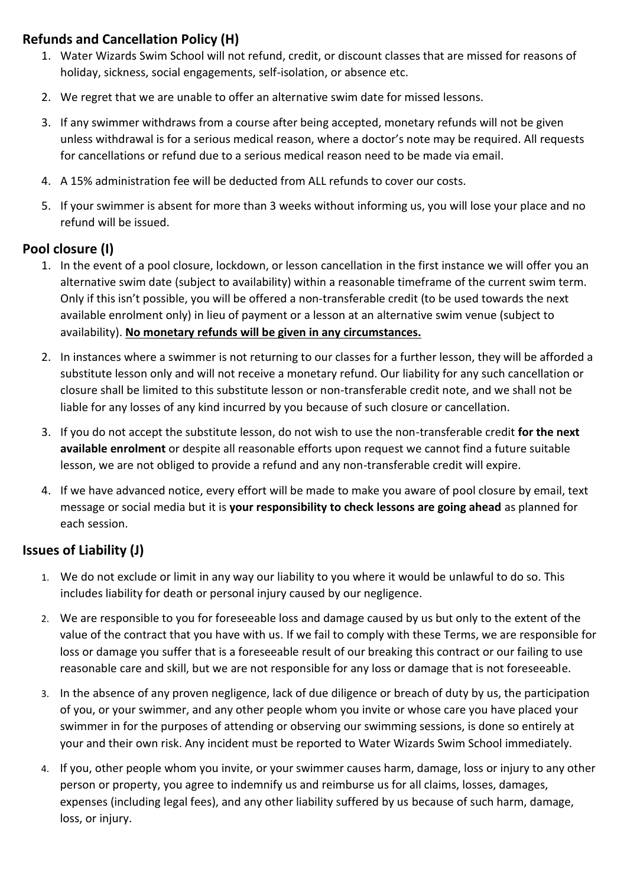## Refunds and Cancellation Policy (H)

1. Water Wizards Swim School will not refund, credit, or discount classes that are missed for reasons of holiday, sickness, social engagements, self-isolation, or absence etc.
2. We regret that we are unable to offer an alternative swim date for missed lessons.
3. If any swimmer withdraws from a course after being accepted, monetary refunds will not be given unless withdrawal is for a serious medical reason, where a doctor's note may be required. All requests for cancellations or refund due to a serious medical reason need to be made via email.
4. A 15% administration fee will be deducted from ALL refunds to cover our costs.
5. If your swimmer is absent for more than 3 weeks without informing us, you will lose your place and no refund will be issued.

## Pool closure (I)

1. In the event of a pool closure, lockdown, or lesson cancellation in the first instance we will offer you an alternative swim date (subject to availability) within a reasonable timeframe of the current swim term. Only if this isn't possible, you will be offered a non-transferable credit (to be used towards the next available enrolment only) in lieu of payment or a lesson at an alternative swim venue (subject to availability). **No monetary refunds will be given in any circumstances.**
2. In instances where a swimmer is not returning to our classes for a further lesson, they will be afforded a substitute lesson only and will not receive a monetary refund. Our liability for any such cancellation or closure shall be limited to this substitute lesson or non-transferable credit note, and we shall not be liable for any losses of any kind incurred by you because of such closure or cancellation.
3. If you do not accept the substitute lesson, do not wish to use the non-transferable credit **for the next available enrolment** or despite all reasonable efforts upon request we cannot find a future suitable lesson, we are not obliged to provide a refund and any non-transferable credit will expire.
4. If we have advanced notice, every effort will be made to make you aware of pool closure by email, text message or social media but it is **your responsibility to check lessons are going ahead** as planned for each session.

## Issues of Liability (J)

1. We do not exclude or limit in any way our liability to you where it would be unlawful to do so. This includes liability for death or personal injury caused by our negligence.
2. We are responsible to you for foreseeable loss and damage caused by us but only to the extent of the value of the contract that you have with us. If we fail to comply with these Terms, we are responsible for loss or damage you suffer that is a foreseeable result of our breaking this contract or our failing to use reasonable care and skill, but we are not responsible for any loss or damage that is not foreseeable.
3. In the absence of any proven negligence, lack of due diligence or breach of duty by us, the participation of you, or your swimmer, and any other people whom you invite or whose care you have placed your swimmer in for the purposes of attending or observing our swimming sessions, is done so entirely at your and their own risk. Any incident must be reported to Water Wizards Swim School immediately.
4. If you, other people whom you invite, or your swimmer causes harm, damage, loss or injury to any other person or property, you agree to indemnify us and reimburse us for all claims, losses, damages, expenses (including legal fees), and any other liability suffered by us because of such harm, damage, loss, or injury.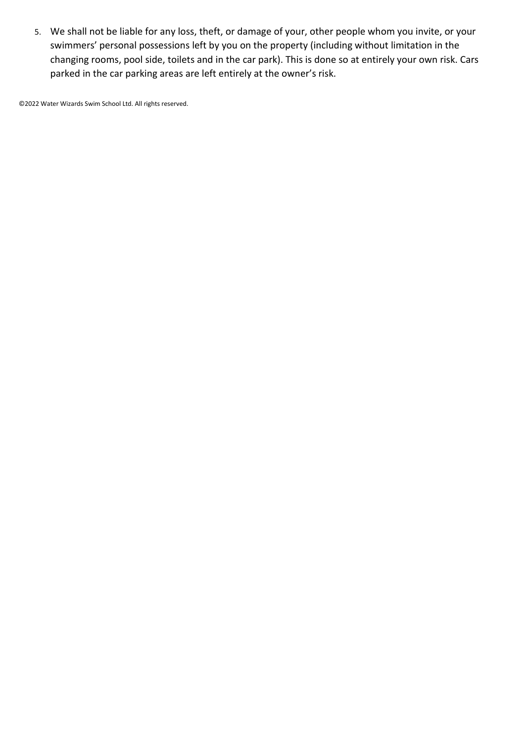5. We shall not be liable for any loss, theft, or damage of your, other people whom you invite, or your swimmers' personal possessions left by you on the property (including without limitation in the changing rooms, pool side, toilets and in the car park). This is done so at entirely your own risk. Cars parked in the car parking areas are left entirely at the owner's risk.

©2022 Water Wizards Swim School Ltd. All rights reserved.